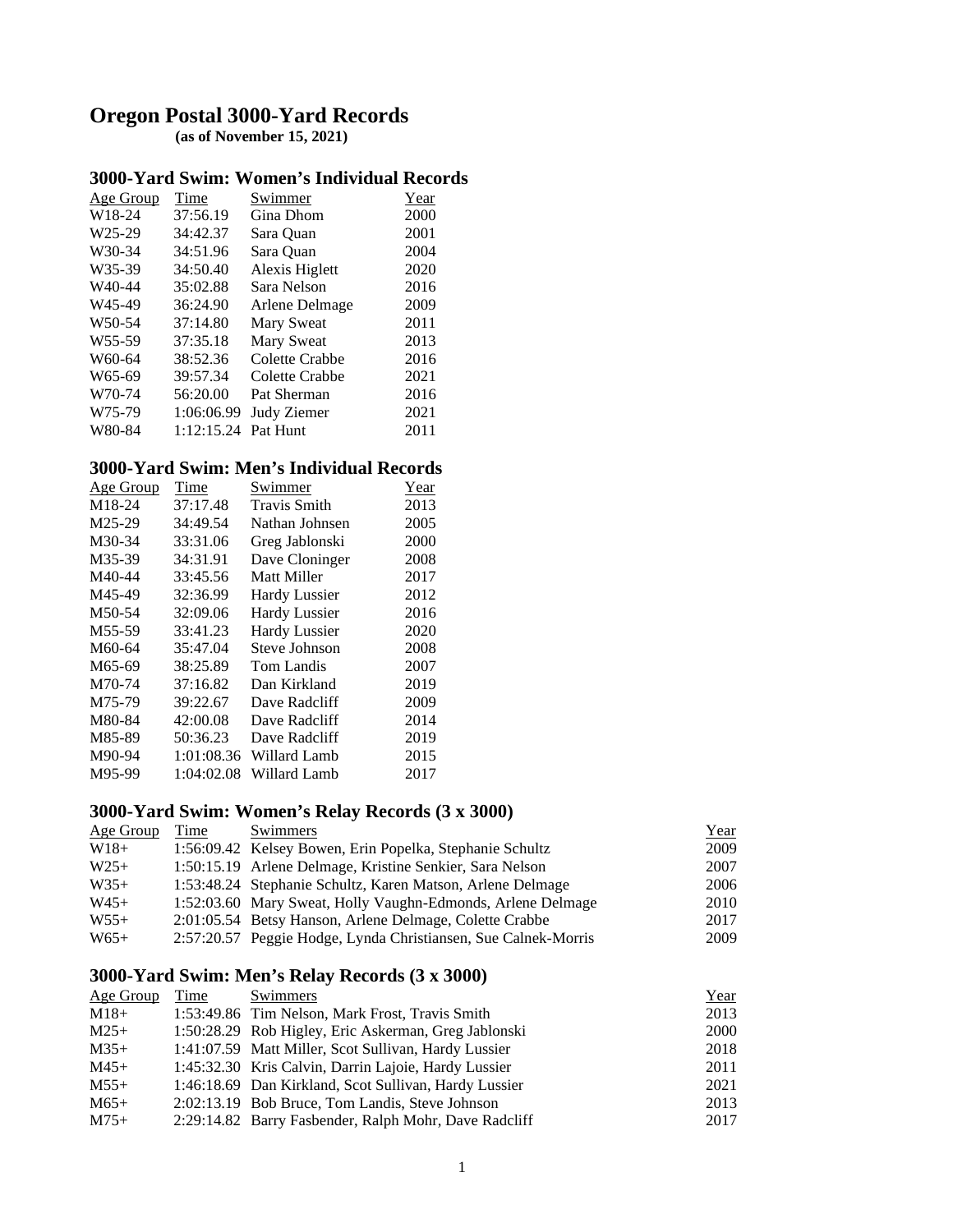# Oregon Postal 3000-Yard Records

**(as of November 15, 2021)**

## 3000-Yard Swim: Women's Individual Records

| Age Group | Time | Swimmer | Year |
|---|---|---|---|
| W18-24 | 37:56.19 | Gina Dhom | 2000 |
| W25-29 | 34:42.37 | Sara Quan | 2001 |
| W30-34 | 34:51.96 | Sara Quan | 2004 |
| W35-39 | 34:50.40 | Alexis Higlett | 2020 |
| W40-44 | 35:02.88 | Sara Nelson | 2016 |
| W45-49 | 36:24.90 | Arlene Delmage | 2009 |
| W50-54 | 37:14.80 | Mary Sweat | 2011 |
| W55-59 | 37:35.18 | Mary Sweat | 2013 |
| W60-64 | 38:52.36 | Colette Crabbe | 2016 |
| W65-69 | 39:57.34 | Colette Crabbe | 2021 |
| W70-74 | 56:20.00 | Pat Sherman | 2016 |
| W75-79 | 1:06:06.99 | Judy Ziemer | 2021 |
| W80-84 | 1:12:15.24 | Pat Hunt | 2011 |

## 3000-Yard Swim: Men's Individual Records

| Age Group | Time | Swimmer | Year |
|---|---|---|---|
| M18-24 | 37:17.48 | Travis Smith | 2013 |
| M25-29 | 34:49.54 | Nathan Johnsen | 2005 |
| M30-34 | 33:31.06 | Greg Jablonski | 2000 |
| M35-39 | 34:31.91 | Dave Cloninger | 2008 |
| M40-44 | 33:45.56 | Matt Miller | 2017 |
| M45-49 | 32:36.99 | Hardy Lussier | 2012 |
| M50-54 | 32:09.06 | Hardy Lussier | 2016 |
| M55-59 | 33:41.23 | Hardy Lussier | 2020 |
| M60-64 | 35:47.04 | Steve Johnson | 2008 |
| M65-69 | 38:25.89 | Tom Landis | 2007 |
| M70-74 | 37:16.82 | Dan Kirkland | 2019 |
| M75-79 | 39:22.67 | Dave Radcliff | 2009 |
| M80-84 | 42:00.08 | Dave Radcliff | 2014 |
| M85-89 | 50:36.23 | Dave Radcliff | 2019 |
| M90-94 | 1:01:08.36 | Willard Lamb | 2015 |
| M95-99 | 1:04:02.08 | Willard Lamb | 2017 |

## 3000-Yard Swim: Women's Relay Records (3 x 3000)

| Age Group | Time | Swimmers | Year |
|---|---|---|---|
| W18+ | 1:56:09.42 | Kelsey Bowen, Erin Popelka, Stephanie Schultz | 2009 |
| W25+ | 1:50:15.19 | Arlene Delmage, Kristine Senkier, Sara Nelson | 2007 |
| W35+ | 1:53:48.24 | Stephanie Schultz, Karen Matson, Arlene Delmage | 2006 |
| W45+ | 1:52:03.60 | Mary Sweat, Holly Vaughn-Edmonds, Arlene Delmage | 2010 |
| W55+ | 2:01:05.54 | Betsy Hanson, Arlene Delmage, Colette Crabbe | 2017 |
| W65+ | 2:57:20.57 | Peggie Hodge, Lynda Christiansen, Sue Calnek-Morris | 2009 |

## 3000-Yard Swim: Men's Relay Records (3 x 3000)

| Age Group | Time | Swimmers | Year |
|---|---|---|---|
| M18+ | 1:53:49.86 | Tim Nelson, Mark Frost, Travis Smith | 2013 |
| M25+ | 1:50:28.29 | Rob Higley, Eric Askerman, Greg Jablonski | 2000 |
| M35+ | 1:41:07.59 | Matt Miller, Scot Sullivan, Hardy Lussier | 2018 |
| M45+ | 1:45:32.30 | Kris Calvin, Darrin Lajoie, Hardy Lussier | 2011 |
| M55+ | 1:46:18.69 | Dan Kirkland, Scot Sullivan, Hardy Lussier | 2021 |
| M65+ | 2:02:13.19 | Bob Bruce, Tom Landis, Steve Johnson | 2013 |
| M75+ | 2:29:14.82 | Barry Fasbender, Ralph Mohr, Dave Radcliff | 2017 |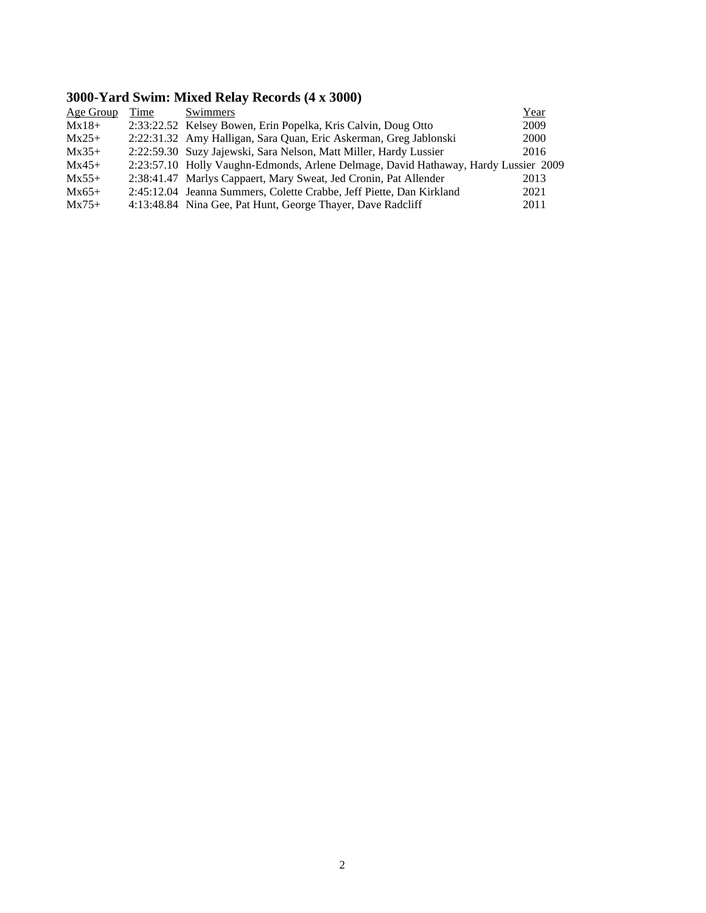## 3000-Yard Swim: Mixed Relay Records (4 x 3000)

| Age Group | Time | Swimmers | Year |
|---|---|---|---|
| Mx18+ | 2:33:22.52 | Kelsey Bowen, Erin Popelka, Kris Calvin, Doug Otto | 2009 |
| Mx25+ | 2:22:31.32 | Amy Halligan, Sara Quan, Eric Askerman, Greg Jablonski | 2000 |
| Mx35+ | 2:22:59.30 | Suzy Jajewski, Sara Nelson, Matt Miller, Hardy Lussier | 2016 |
| Mx45+ | 2:23:57.10 | Holly Vaughn-Edmonds, Arlene Delmage, David Hathaway, Hardy Lussier | 2009 |
| Mx55+ | 2:38:41.47 | Marlys Cappaert, Mary Sweat, Jed Cronin, Pat Allender | 2013 |
| Mx65+ | 2:45:12.04 | Jeanna Summers, Colette Crabbe, Jeff Piette, Dan Kirkland | 2021 |
| Mx75+ | 4:13:48.84 | Nina Gee, Pat Hunt, George Thayer, Dave Radcliff | 2011 |